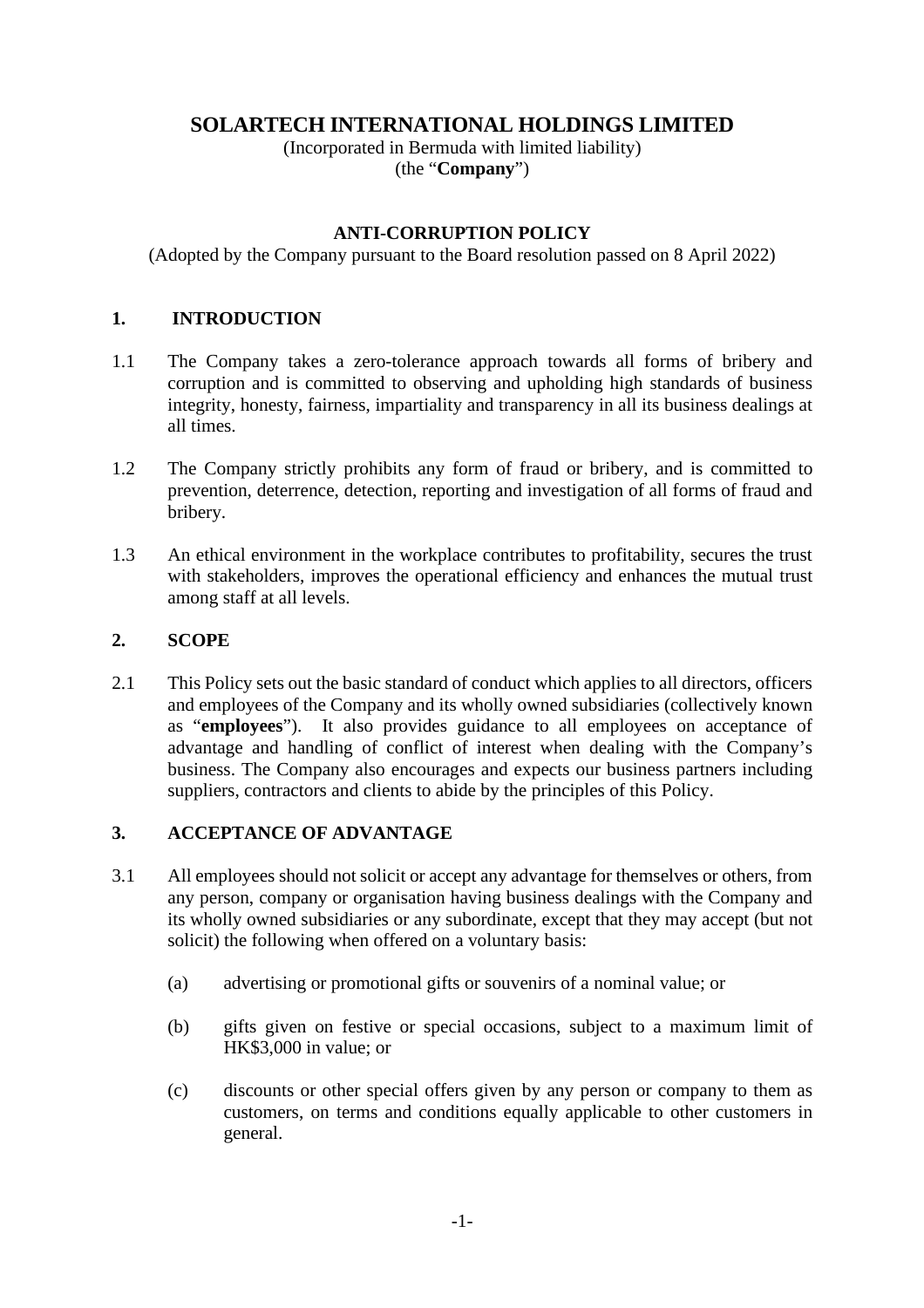# SOLARTECH INTERNATIONAL HOLDINGS LIMITED

(Incorporated in Bermuda with limited liability)
(the "**Company**")

## ANTI-CORRUPTION POLICY

(Adopted by the Company pursuant to the Board resolution passed on 8 April 2022)

### 1. INTRODUCTION

1.1 The Company takes a zero-tolerance approach towards all forms of bribery and corruption and is committed to observing and upholding high standards of business integrity, honesty, fairness, impartiality and transparency in all its business dealings at all times.

1.2 The Company strictly prohibits any form of fraud or bribery, and is committed to prevention, deterrence, detection, reporting and investigation of all forms of fraud and bribery.

1.3 An ethical environment in the workplace contributes to profitability, secures the trust with stakeholders, improves the operational efficiency and enhances the mutual trust among staff at all levels.

### 2. SCOPE

2.1 This Policy sets out the basic standard of conduct which applies to all directors, officers and employees of the Company and its wholly owned subsidiaries (collectively known as "**employees**"). It also provides guidance to all employees on acceptance of advantage and handling of conflict of interest when dealing with the Company's business. The Company also encourages and expects our business partners including suppliers, contractors and clients to abide by the principles of this Policy.

### 3. ACCEPTANCE OF ADVANTAGE

3.1 All employees should not solicit or accept any advantage for themselves or others, from any person, company or organisation having business dealings with the Company and its wholly owned subsidiaries or any subordinate, except that they may accept (but not solicit) the following when offered on a voluntary basis:

(a) advertising or promotional gifts or souvenirs of a nominal value; or

(b) gifts given on festive or special occasions, subject to a maximum limit of HK$3,000 in value; or

(c) discounts or other special offers given by any person or company to them as customers, on terms and conditions equally applicable to other customers in general.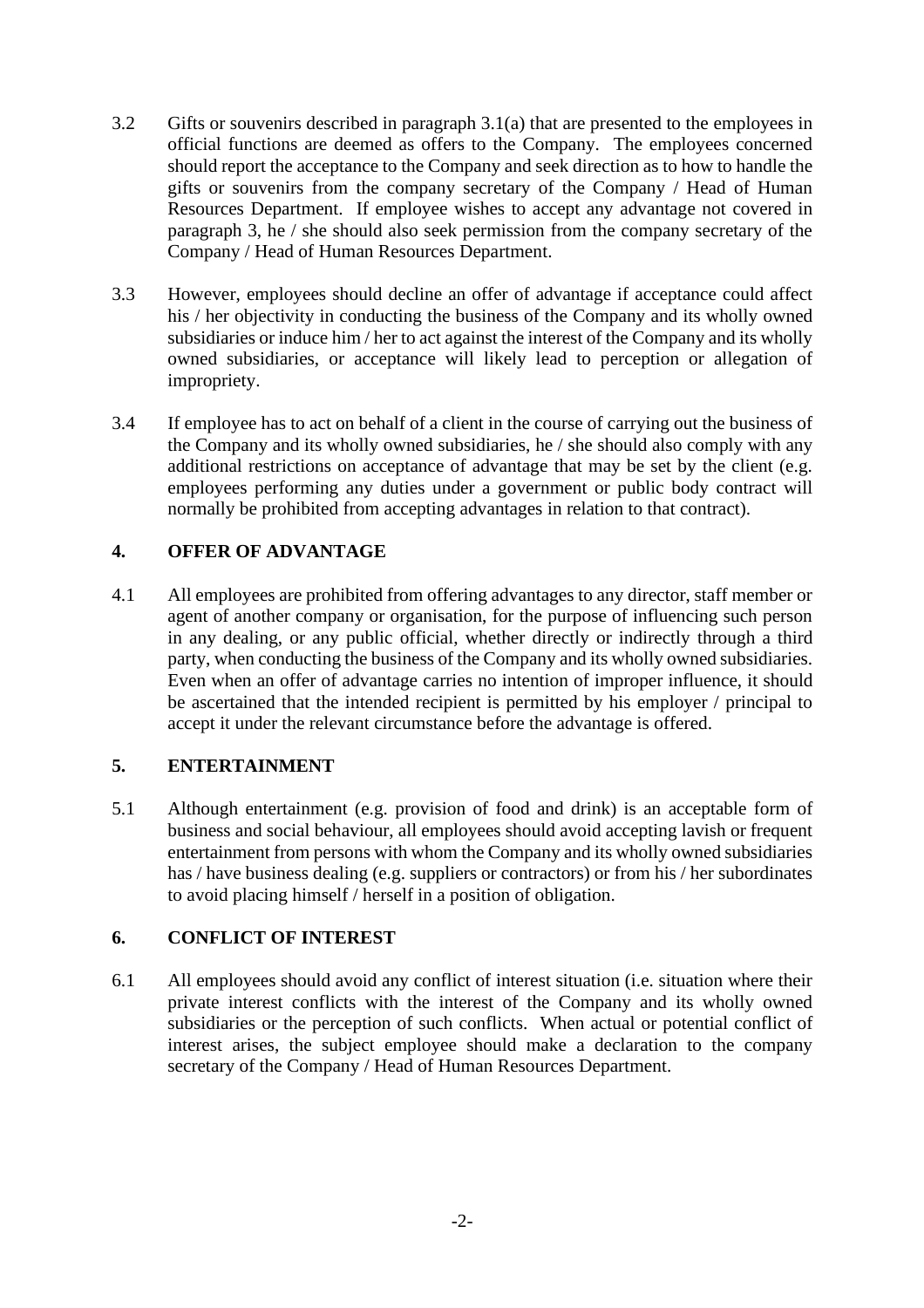3.2 Gifts or souvenirs described in paragraph 3.1(a) that are presented to the employees in official functions are deemed as offers to the Company. The employees concerned should report the acceptance to the Company and seek direction as to how to handle the gifts or souvenirs from the company secretary of the Company / Head of Human Resources Department. If employee wishes to accept any advantage not covered in paragraph 3, he / she should also seek permission from the company secretary of the Company / Head of Human Resources Department.

3.3 However, employees should decline an offer of advantage if acceptance could affect his / her objectivity in conducting the business of the Company and its wholly owned subsidiaries or induce him / her to act against the interest of the Company and its wholly owned subsidiaries, or acceptance will likely lead to perception or allegation of impropriety.

3.4 If employee has to act on behalf of a client in the course of carrying out the business of the Company and its wholly owned subsidiaries, he / she should also comply with any additional restrictions on acceptance of advantage that may be set by the client (e.g. employees performing any duties under a government or public body contract will normally be prohibited from accepting advantages in relation to that contract).

## 4. OFFER OF ADVANTAGE

4.1 All employees are prohibited from offering advantages to any director, staff member or agent of another company or organisation, for the purpose of influencing such person in any dealing, or any public official, whether directly or indirectly through a third party, when conducting the business of the Company and its wholly owned subsidiaries. Even when an offer of advantage carries no intention of improper influence, it should be ascertained that the intended recipient is permitted by his employer / principal to accept it under the relevant circumstance before the advantage is offered.

## 5. ENTERTAINMENT

5.1 Although entertainment (e.g. provision of food and drink) is an acceptable form of business and social behaviour, all employees should avoid accepting lavish or frequent entertainment from persons with whom the Company and its wholly owned subsidiaries has / have business dealing (e.g. suppliers or contractors) or from his / her subordinates to avoid placing himself / herself in a position of obligation.

## 6. CONFLICT OF INTEREST

6.1 All employees should avoid any conflict of interest situation (i.e. situation where their private interest conflicts with the interest of the Company and its wholly owned subsidiaries or the perception of such conflicts. When actual or potential conflict of interest arises, the subject employee should make a declaration to the company secretary of the Company / Head of Human Resources Department.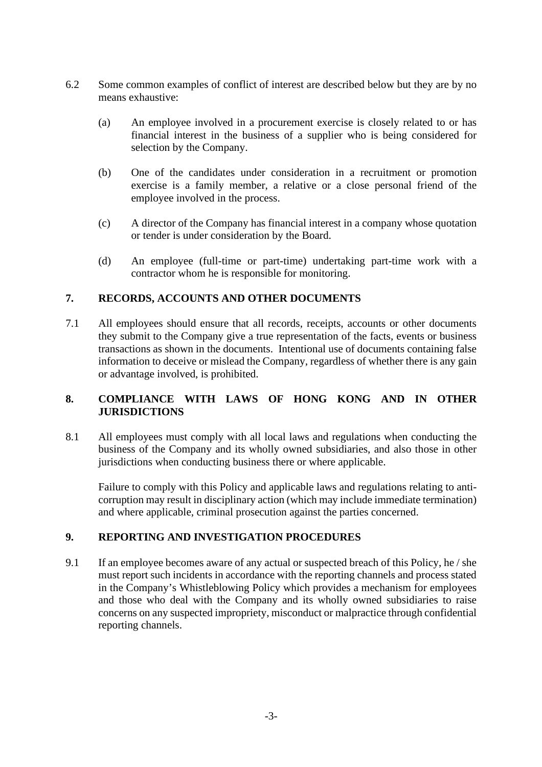6.2 Some common examples of conflict of interest are described below but they are by no means exhaustive:

(a) An employee involved in a procurement exercise is closely related to or has financial interest in the business of a supplier who is being considered for selection by the Company.

(b) One of the candidates under consideration in a recruitment or promotion exercise is a family member, a relative or a close personal friend of the employee involved in the process.

(c) A director of the Company has financial interest in a company whose quotation or tender is under consideration by the Board.

(d) An employee (full-time or part-time) undertaking part-time work with a contractor whom he is responsible for monitoring.

## 7. RECORDS, ACCOUNTS AND OTHER DOCUMENTS

7.1 All employees should ensure that all records, receipts, accounts or other documents they submit to the Company give a true representation of the facts, events or business transactions as shown in the documents. Intentional use of documents containing false information to deceive or mislead the Company, regardless of whether there is any gain or advantage involved, is prohibited.

## 8. COMPLIANCE WITH LAWS OF HONG KONG AND IN OTHER JURISDICTIONS

8.1 All employees must comply with all local laws and regulations when conducting the business of the Company and its wholly owned subsidiaries, and also those in other jurisdictions when conducting business there or where applicable.

Failure to comply with this Policy and applicable laws and regulations relating to anti-corruption may result in disciplinary action (which may include immediate termination) and where applicable, criminal prosecution against the parties concerned.

## 9. REPORTING AND INVESTIGATION PROCEDURES

9.1 If an employee becomes aware of any actual or suspected breach of this Policy, he / she must report such incidents in accordance with the reporting channels and process stated in the Company's Whistleblowing Policy which provides a mechanism for employees and those who deal with the Company and its wholly owned subsidiaries to raise concerns on any suspected impropriety, misconduct or malpractice through confidential reporting channels.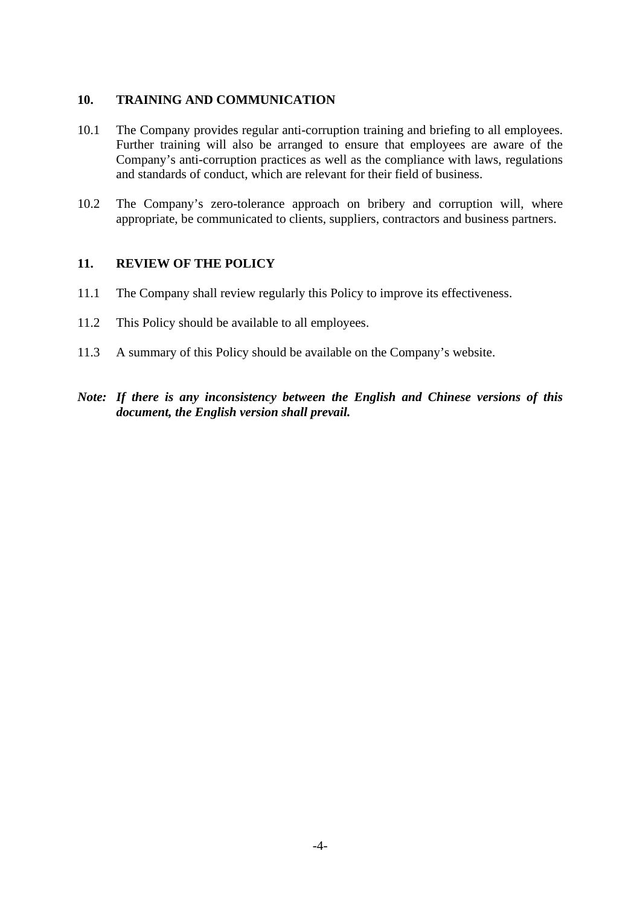## 10. TRAINING AND COMMUNICATION

10.1 The Company provides regular anti-corruption training and briefing to all employees. Further training will also be arranged to ensure that employees are aware of the Company's anti-corruption practices as well as the compliance with laws, regulations and standards of conduct, which are relevant for their field of business.

10.2 The Company's zero-tolerance approach on bribery and corruption will, where appropriate, be communicated to clients, suppliers, contractors and business partners.

## 11. REVIEW OF THE POLICY

11.1 The Company shall review regularly this Policy to improve its effectiveness.

11.2 This Policy should be available to all employees.

11.3 A summary of this Policy should be available on the Company's website.

***Note: If there is any inconsistency between the English and Chinese versions of this document, the English version shall prevail.***